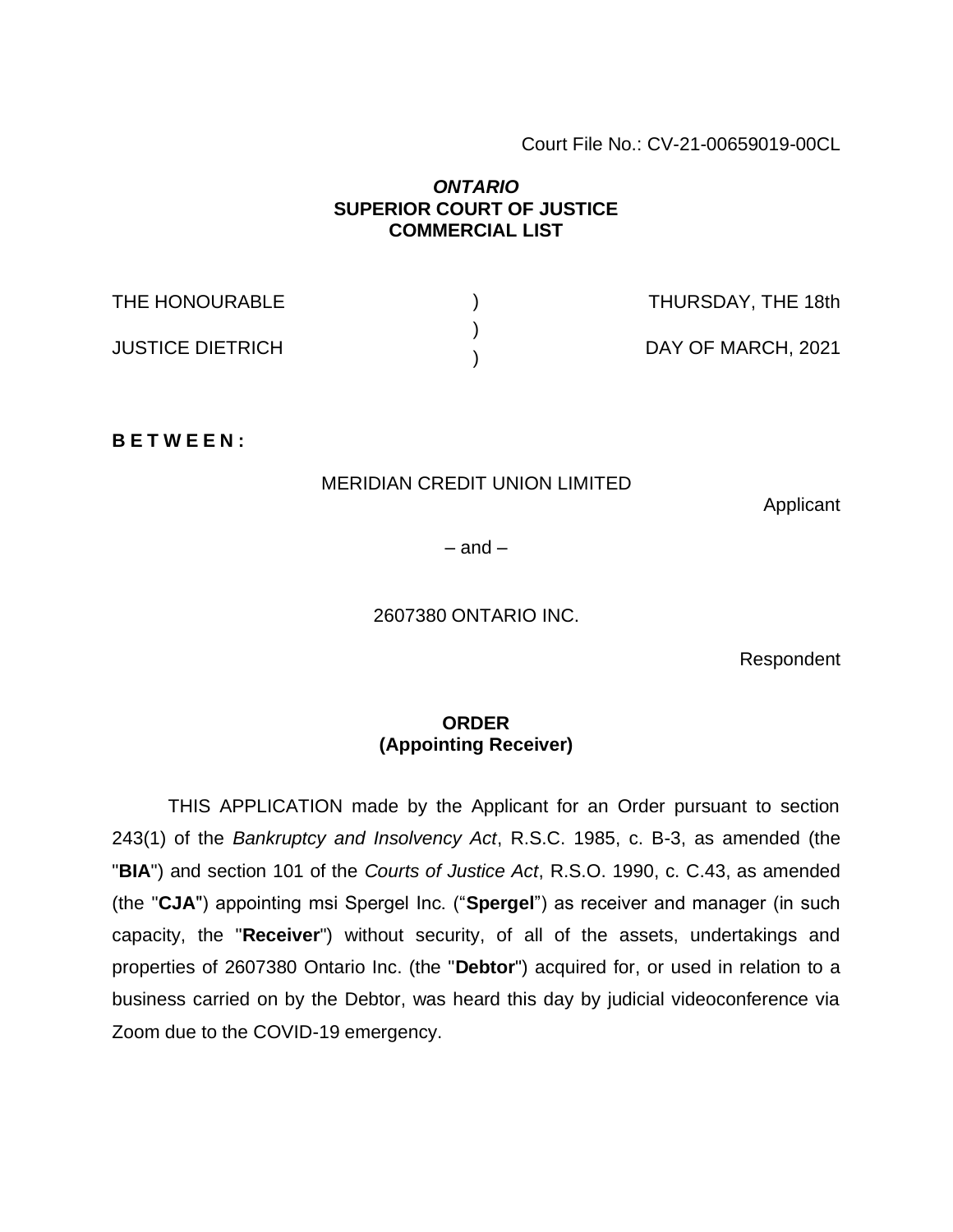Court File No.: CV-21-00659019-00CL

***ONTARIO***
**SUPERIOR COURT OF JUSTICE**
**COMMERCIAL LIST**

| THE HONOURABLE | ) | THURSDAY, THE 18th |
| --- | --- | --- |
| | ) | |
| JUSTICE DIETRICH | ) | DAY OF MARCH, 2021 |

**B E T W E E N :**

MERIDIAN CREDIT UNION LIMITED

Applicant

– and –

2607380 ONTARIO INC.

Respondent

**ORDER**
**(Appointing Receiver)**

THIS APPLICATION made by the Applicant for an Order pursuant to section 243(1) of the *Bankruptcy and Insolvency Act*, R.S.C. 1985, c. B-3, as amended (the "**BIA**") and section 101 of the *Courts of Justice Act*, R.S.O. 1990, c. C.43, as amended (the "**CJA**") appointing msi Spergel Inc. ("**Spergel**") as receiver and manager (in such capacity, the "**Receiver**") without security, of all of the assets, undertakings and properties of 2607380 Ontario Inc. (the "**Debtor**") acquired for, or used in relation to a business carried on by the Debtor, was heard this day by judicial videoconference via Zoom due to the COVID-19 emergency.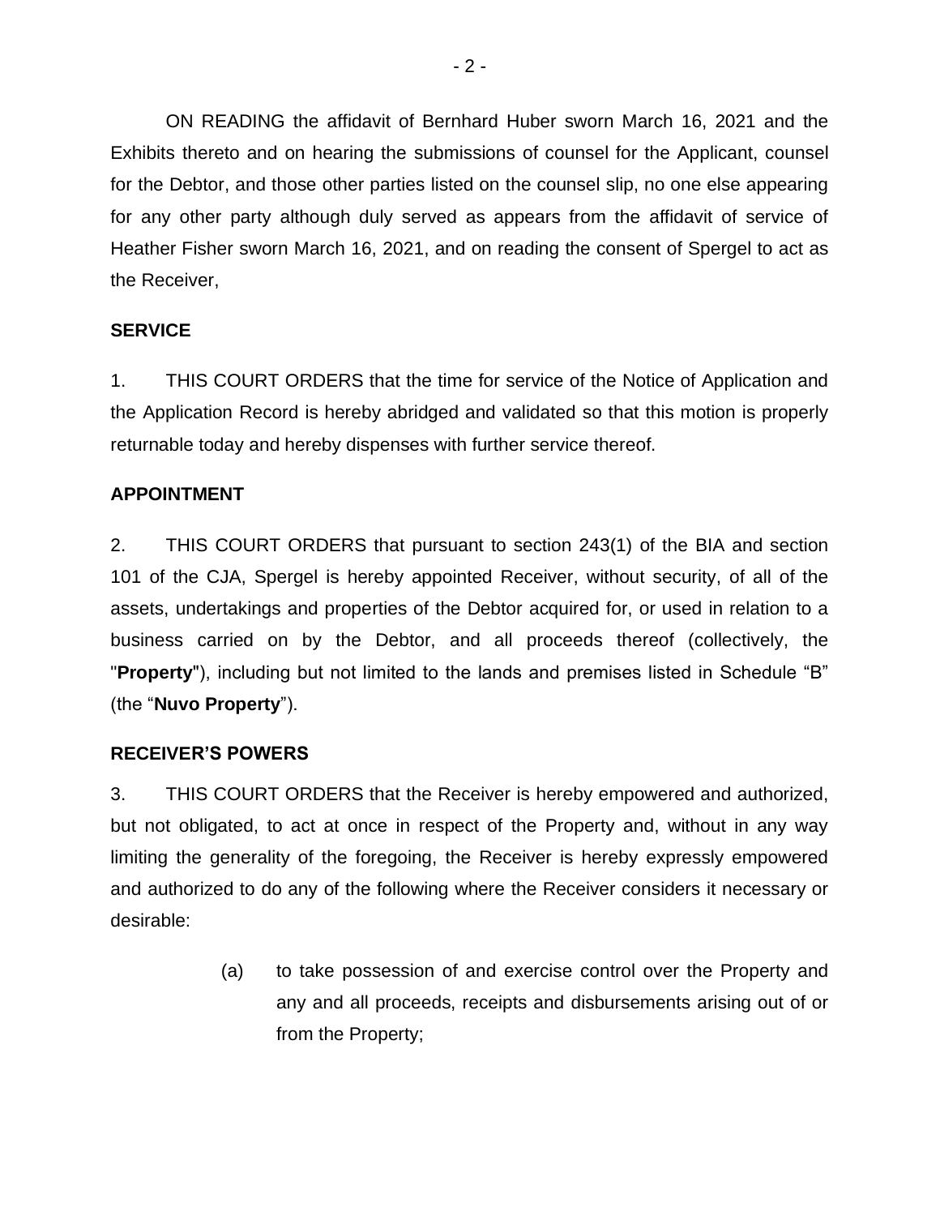ON READING the affidavit of Bernhard Huber sworn March 16, 2021 and the Exhibits thereto and on hearing the submissions of counsel for the Applicant, counsel for the Debtor, and those other parties listed on the counsel slip, no one else appearing for any other party although duly served as appears from the affidavit of service of Heather Fisher sworn March 16, 2021, and on reading the consent of Spergel to act as the Receiver,

## SERVICE

1. THIS COURT ORDERS that the time for service of the Notice of Application and the Application Record is hereby abridged and validated so that this motion is properly returnable today and hereby dispenses with further service thereof.

## APPOINTMENT

2. THIS COURT ORDERS that pursuant to section 243(1) of the BIA and section 101 of the CJA, Spergel is hereby appointed Receiver, without security, of all of the assets, undertakings and properties of the Debtor acquired for, or used in relation to a business carried on by the Debtor, and all proceeds thereof (collectively, the "**Property**"), including but not limited to the lands and premises listed in Schedule "B" (the "**Nuvo Property**").

## RECEIVER'S POWERS

3. THIS COURT ORDERS that the Receiver is hereby empowered and authorized, but not obligated, to act at once in respect of the Property and, without in any way limiting the generality of the foregoing, the Receiver is hereby expressly empowered and authorized to do any of the following where the Receiver considers it necessary or desirable:

   (a) to take possession of and exercise control over the Property and any and all proceeds, receipts and disbursements arising out of or from the Property;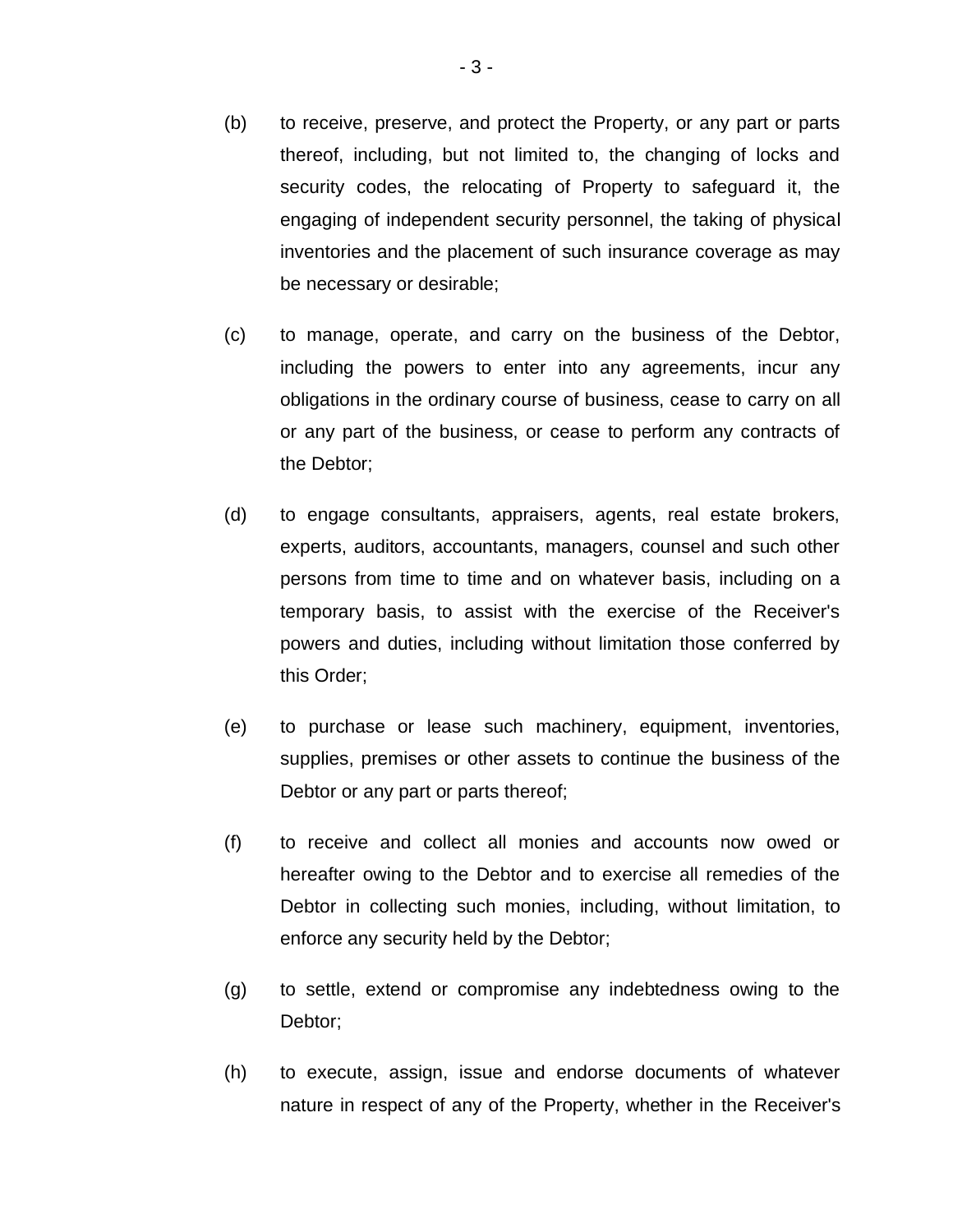(b) to receive, preserve, and protect the Property, or any part or parts thereof, including, but not limited to, the changing of locks and security codes, the relocating of Property to safeguard it, the engaging of independent security personnel, the taking of physical inventories and the placement of such insurance coverage as may be necessary or desirable;

(c) to manage, operate, and carry on the business of the Debtor, including the powers to enter into any agreements, incur any obligations in the ordinary course of business, cease to carry on all or any part of the business, or cease to perform any contracts of the Debtor;

(d) to engage consultants, appraisers, agents, real estate brokers, experts, auditors, accountants, managers, counsel and such other persons from time to time and on whatever basis, including on a temporary basis, to assist with the exercise of the Receiver's powers and duties, including without limitation those conferred by this Order;

(e) to purchase or lease such machinery, equipment, inventories, supplies, premises or other assets to continue the business of the Debtor or any part or parts thereof;

(f) to receive and collect all monies and accounts now owed or hereafter owing to the Debtor and to exercise all remedies of the Debtor in collecting such monies, including, without limitation, to enforce any security held by the Debtor;

(g) to settle, extend or compromise any indebtedness owing to the Debtor;

(h) to execute, assign, issue and endorse documents of whatever nature in respect of any of the Property, whether in the Receiver's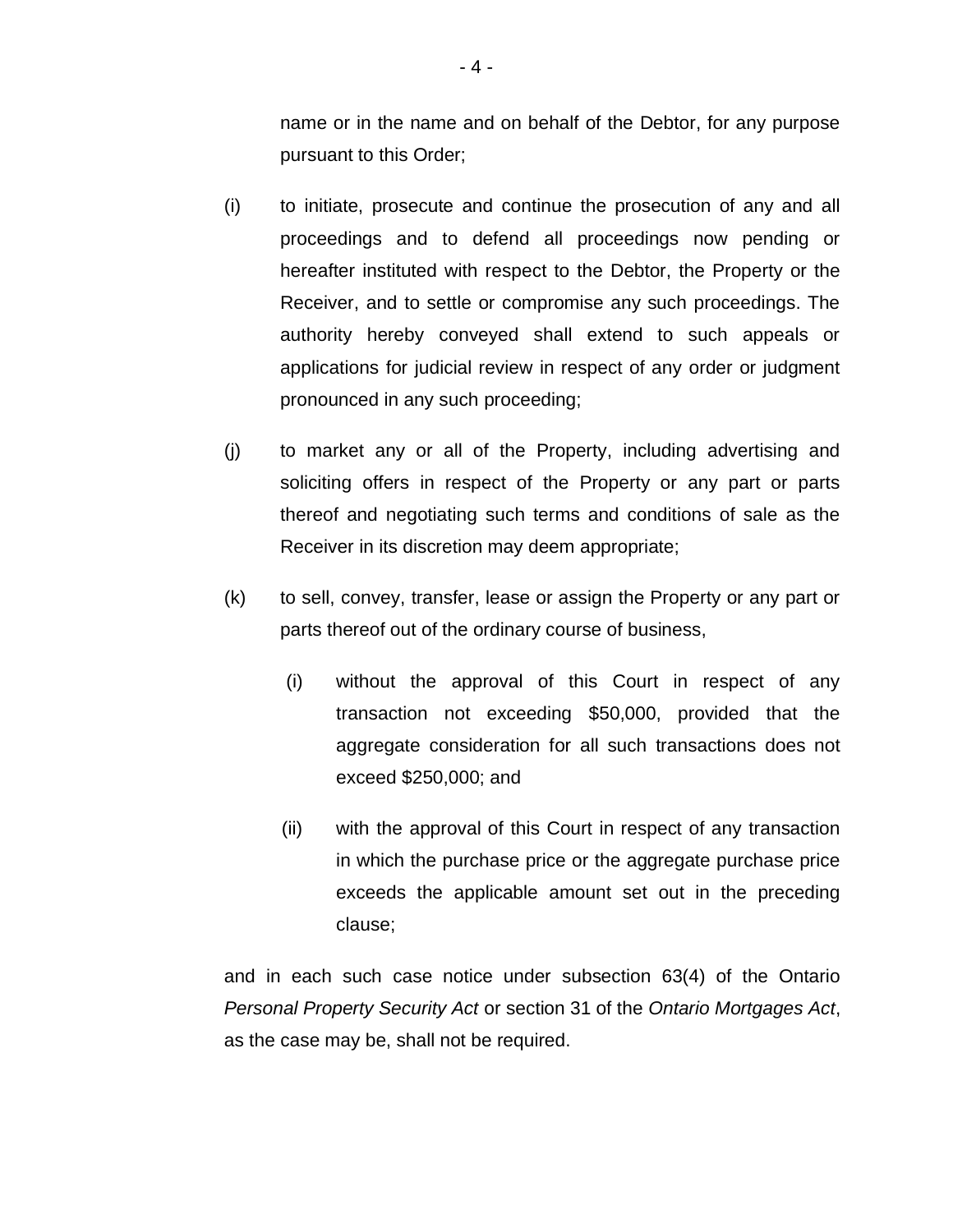name or in the name and on behalf of the Debtor, for any purpose pursuant to this Order;

(i) to initiate, prosecute and continue the prosecution of any and all proceedings and to defend all proceedings now pending or hereafter instituted with respect to the Debtor, the Property or the Receiver, and to settle or compromise any such proceedings. The authority hereby conveyed shall extend to such appeals or applications for judicial review in respect of any order or judgment pronounced in any such proceeding;

(j) to market any or all of the Property, including advertising and soliciting offers in respect of the Property or any part or parts thereof and negotiating such terms and conditions of sale as the Receiver in its discretion may deem appropriate;

(k) to sell, convey, transfer, lease or assign the Property or any part or parts thereof out of the ordinary course of business,

   (i) without the approval of this Court in respect of any transaction not exceeding $50,000, provided that the aggregate consideration for all such transactions does not exceed $250,000; and

   (ii) with the approval of this Court in respect of any transaction in which the purchase price or the aggregate purchase price exceeds the applicable amount set out in the preceding clause;

and in each such case notice under subsection 63(4) of the Ontario *Personal Property Security Act* or section 31 of the *Ontario Mortgages Act*, as the case may be, shall not be required.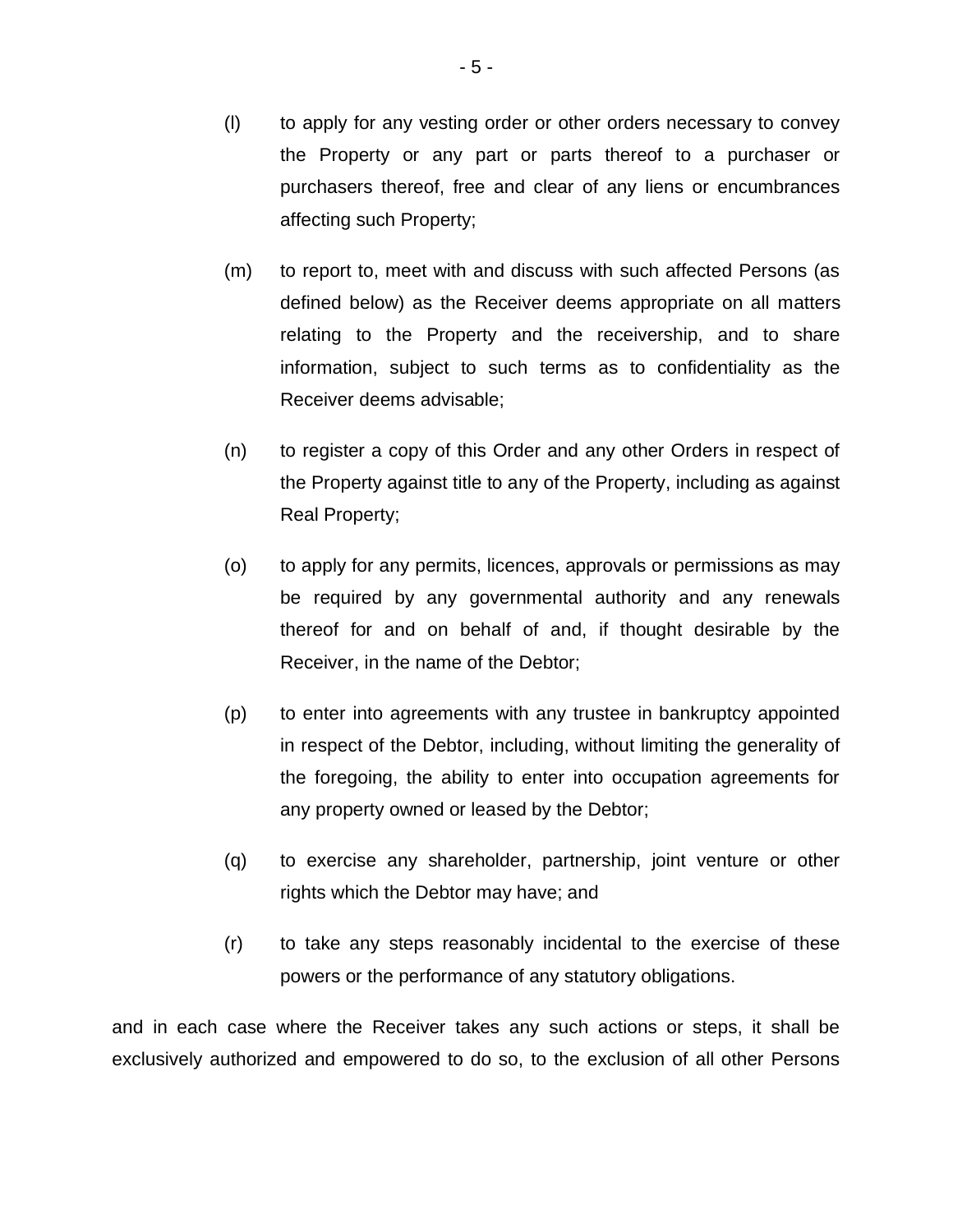(l) to apply for any vesting order or other orders necessary to convey the Property or any part or parts thereof to a purchaser or purchasers thereof, free and clear of any liens or encumbrances affecting such Property;

(m) to report to, meet with and discuss with such affected Persons (as defined below) as the Receiver deems appropriate on all matters relating to the Property and the receivership, and to share information, subject to such terms as to confidentiality as the Receiver deems advisable;

(n) to register a copy of this Order and any other Orders in respect of the Property against title to any of the Property, including as against Real Property;

(o) to apply for any permits, licences, approvals or permissions as may be required by any governmental authority and any renewals thereof for and on behalf of and, if thought desirable by the Receiver, in the name of the Debtor;

(p) to enter into agreements with any trustee in bankruptcy appointed in respect of the Debtor, including, without limiting the generality of the foregoing, the ability to enter into occupation agreements for any property owned or leased by the Debtor;

(q) to exercise any shareholder, partnership, joint venture or other rights which the Debtor may have; and

(r) to take any steps reasonably incidental to the exercise of these powers or the performance of any statutory obligations.

and in each case where the Receiver takes any such actions or steps, it shall be exclusively authorized and empowered to do so, to the exclusion of all other Persons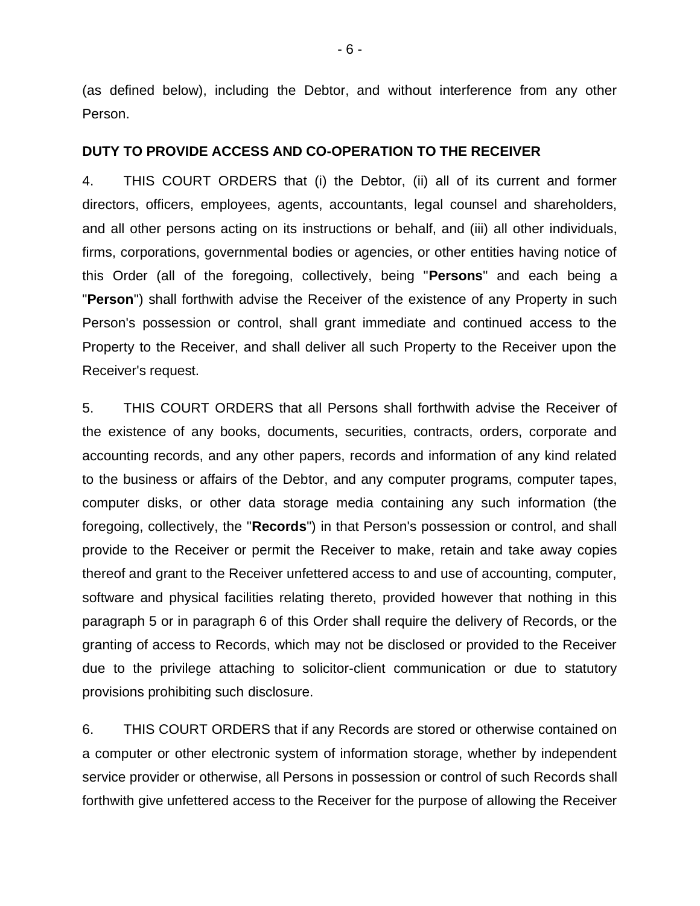(as defined below), including the Debtor, and without interference from any other Person.

**DUTY TO PROVIDE ACCESS AND CO-OPERATION TO THE RECEIVER**

4. THIS COURT ORDERS that (i) the Debtor, (ii) all of its current and former directors, officers, employees, agents, accountants, legal counsel and shareholders, and all other persons acting on its instructions or behalf, and (iii) all other individuals, firms, corporations, governmental bodies or agencies, or other entities having notice of this Order (all of the foregoing, collectively, being "**Persons**" and each being a "**Person**") shall forthwith advise the Receiver of the existence of any Property in such Person's possession or control, shall grant immediate and continued access to the Property to the Receiver, and shall deliver all such Property to the Receiver upon the Receiver's request.

5. THIS COURT ORDERS that all Persons shall forthwith advise the Receiver of the existence of any books, documents, securities, contracts, orders, corporate and accounting records, and any other papers, records and information of any kind related to the business or affairs of the Debtor, and any computer programs, computer tapes, computer disks, or other data storage media containing any such information (the foregoing, collectively, the "**Records**") in that Person's possession or control, and shall provide to the Receiver or permit the Receiver to make, retain and take away copies thereof and grant to the Receiver unfettered access to and use of accounting, computer, software and physical facilities relating thereto, provided however that nothing in this paragraph 5 or in paragraph 6 of this Order shall require the delivery of Records, or the granting of access to Records, which may not be disclosed or provided to the Receiver due to the privilege attaching to solicitor-client communication or due to statutory provisions prohibiting such disclosure.

6. THIS COURT ORDERS that if any Records are stored or otherwise contained on a computer or other electronic system of information storage, whether by independent service provider or otherwise, all Persons in possession or control of such Records shall forthwith give unfettered access to the Receiver for the purpose of allowing the Receiver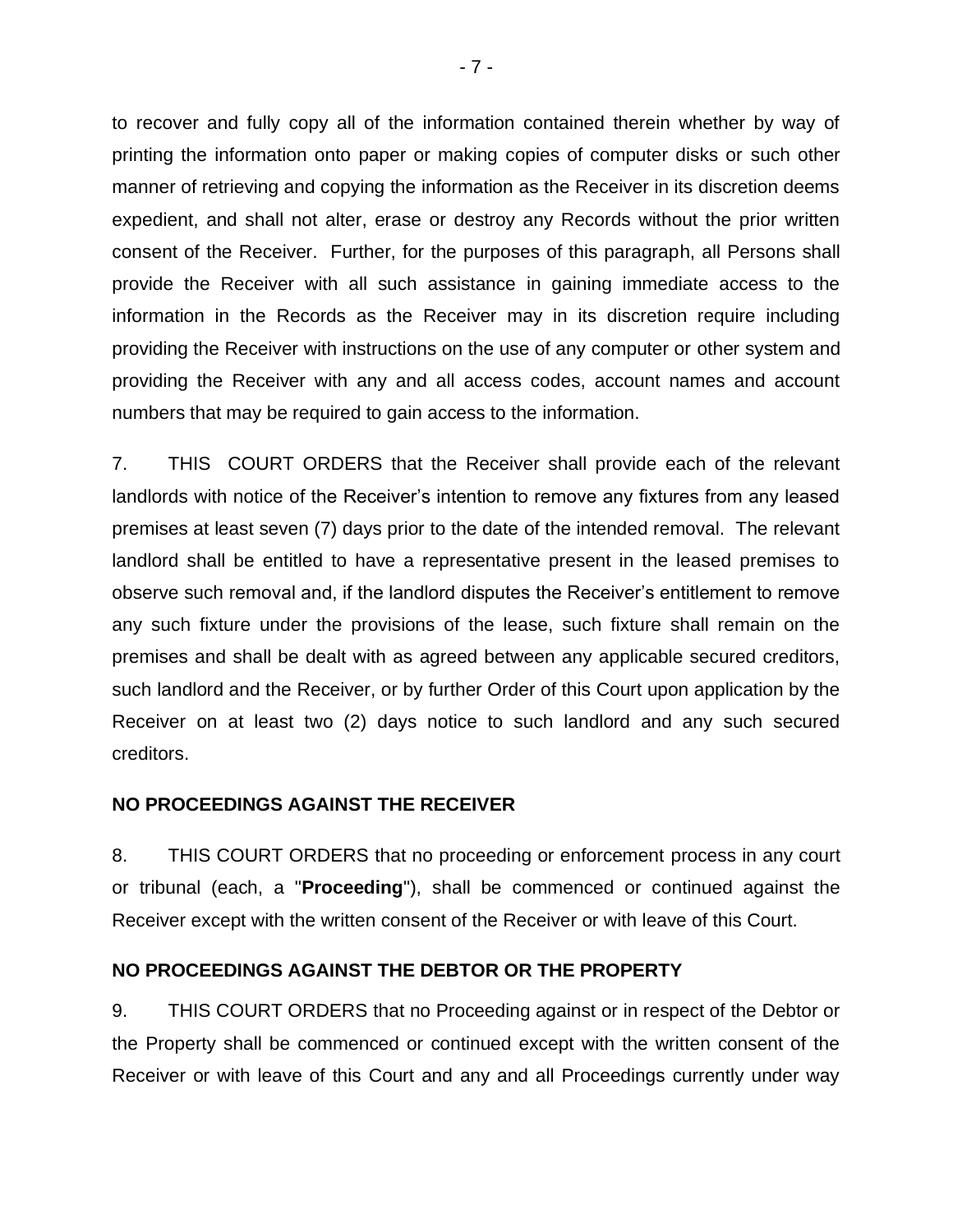to recover and fully copy all of the information contained therein whether by way of printing the information onto paper or making copies of computer disks or such other manner of retrieving and copying the information as the Receiver in its discretion deems expedient, and shall not alter, erase or destroy any Records without the prior written consent of the Receiver. Further, for the purposes of this paragraph, all Persons shall provide the Receiver with all such assistance in gaining immediate access to the information in the Records as the Receiver may in its discretion require including providing the Receiver with instructions on the use of any computer or other system and providing the Receiver with any and all access codes, account names and account numbers that may be required to gain access to the information.

7. THIS COURT ORDERS that the Receiver shall provide each of the relevant landlords with notice of the Receiver's intention to remove any fixtures from any leased premises at least seven (7) days prior to the date of the intended removal. The relevant landlord shall be entitled to have a representative present in the leased premises to observe such removal and, if the landlord disputes the Receiver's entitlement to remove any such fixture under the provisions of the lease, such fixture shall remain on the premises and shall be dealt with as agreed between any applicable secured creditors, such landlord and the Receiver, or by further Order of this Court upon application by the Receiver on at least two (2) days notice to such landlord and any such secured creditors.

**NO PROCEEDINGS AGAINST THE RECEIVER**

8. THIS COURT ORDERS that no proceeding or enforcement process in any court or tribunal (each, a "**Proceeding**"), shall be commenced or continued against the Receiver except with the written consent of the Receiver or with leave of this Court.

**NO PROCEEDINGS AGAINST THE DEBTOR OR THE PROPERTY**

9. THIS COURT ORDERS that no Proceeding against or in respect of the Debtor or the Property shall be commenced or continued except with the written consent of the Receiver or with leave of this Court and any and all Proceedings currently under way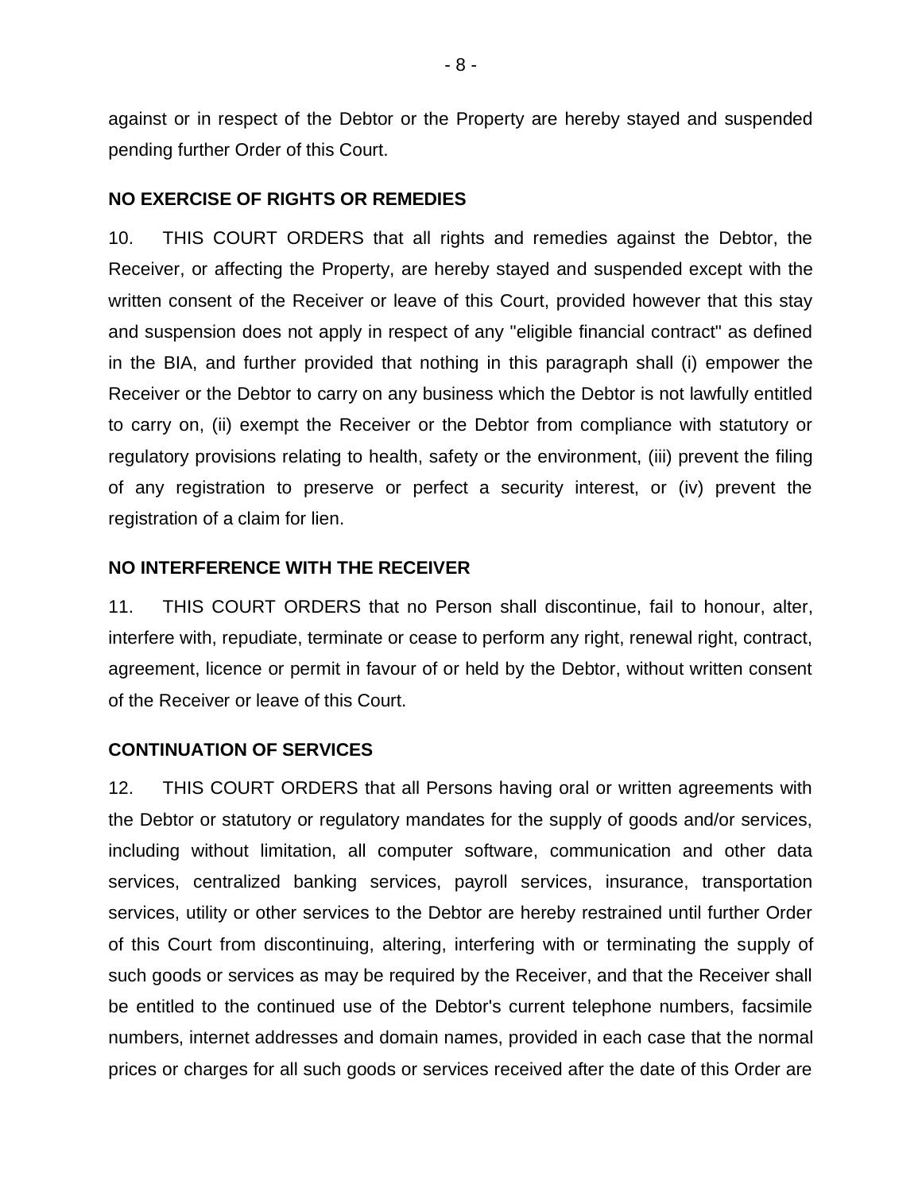against or in respect of the Debtor or the Property are hereby stayed and suspended pending further Order of this Court.

**NO EXERCISE OF RIGHTS OR REMEDIES**

10. THIS COURT ORDERS that all rights and remedies against the Debtor, the Receiver, or affecting the Property, are hereby stayed and suspended except with the written consent of the Receiver or leave of this Court, provided however that this stay and suspension does not apply in respect of any "eligible financial contract" as defined in the BIA, and further provided that nothing in this paragraph shall (i) empower the Receiver or the Debtor to carry on any business which the Debtor is not lawfully entitled to carry on, (ii) exempt the Receiver or the Debtor from compliance with statutory or regulatory provisions relating to health, safety or the environment, (iii) prevent the filing of any registration to preserve or perfect a security interest, or (iv) prevent the registration of a claim for lien.

**NO INTERFERENCE WITH THE RECEIVER**

11. THIS COURT ORDERS that no Person shall discontinue, fail to honour, alter, interfere with, repudiate, terminate or cease to perform any right, renewal right, contract, agreement, licence or permit in favour of or held by the Debtor, without written consent of the Receiver or leave of this Court.

**CONTINUATION OF SERVICES**

12. THIS COURT ORDERS that all Persons having oral or written agreements with the Debtor or statutory or regulatory mandates for the supply of goods and/or services, including without limitation, all computer software, communication and other data services, centralized banking services, payroll services, insurance, transportation services, utility or other services to the Debtor are hereby restrained until further Order of this Court from discontinuing, altering, interfering with or terminating the supply of such goods or services as may be required by the Receiver, and that the Receiver shall be entitled to the continued use of the Debtor's current telephone numbers, facsimile numbers, internet addresses and domain names, provided in each case that the normal prices or charges for all such goods or services received after the date of this Order are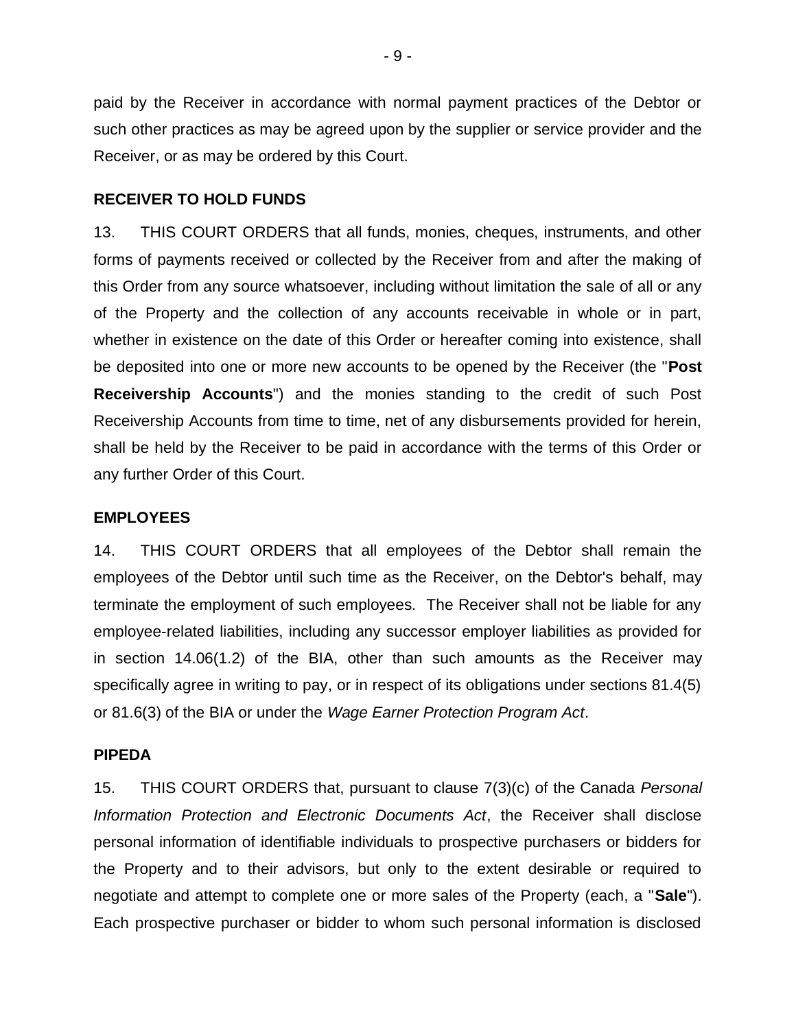paid by the Receiver in accordance with normal payment practices of the Debtor or such other practices as may be agreed upon by the supplier or service provider and the Receiver, or as may be ordered by this Court.

## RECEIVER TO HOLD FUNDS

13. THIS COURT ORDERS that all funds, monies, cheques, instruments, and other forms of payments received or collected by the Receiver from and after the making of this Order from any source whatsoever, including without limitation the sale of all or any of the Property and the collection of any accounts receivable in whole or in part, whether in existence on the date of this Order or hereafter coming into existence, shall be deposited into one or more new accounts to be opened by the Receiver (the "**Post Receivership Accounts**") and the monies standing to the credit of such Post Receivership Accounts from time to time, net of any disbursements provided for herein, shall be held by the Receiver to be paid in accordance with the terms of this Order or any further Order of this Court.

## EMPLOYEES

14. THIS COURT ORDERS that all employees of the Debtor shall remain the employees of the Debtor until such time as the Receiver, on the Debtor's behalf, may terminate the employment of such employees. The Receiver shall not be liable for any employee-related liabilities, including any successor employer liabilities as provided for in section 14.06(1.2) of the BIA, other than such amounts as the Receiver may specifically agree in writing to pay, or in respect of its obligations under sections 81.4(5) or 81.6(3) of the BIA or under the *Wage Earner Protection Program Act*.

## PIPEDA

15. THIS COURT ORDERS that, pursuant to clause 7(3)(c) of the Canada *Personal Information Protection and Electronic Documents Act*, the Receiver shall disclose personal information of identifiable individuals to prospective purchasers or bidders for the Property and to their advisors, but only to the extent desirable or required to negotiate and attempt to complete one or more sales of the Property (each, a "**Sale**"). Each prospective purchaser or bidder to whom such personal information is disclosed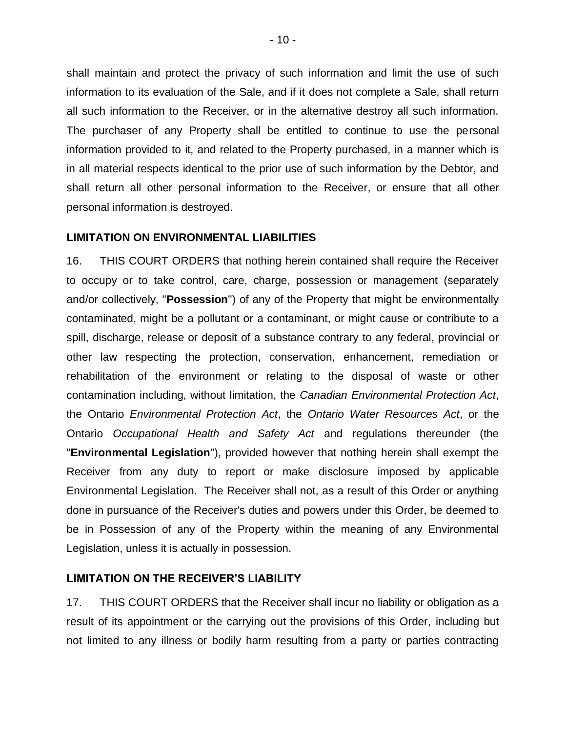shall maintain and protect the privacy of such information and limit the use of such information to its evaluation of the Sale, and if it does not complete a Sale, shall return all such information to the Receiver, or in the alternative destroy all such information. The purchaser of any Property shall be entitled to continue to use the personal information provided to it, and related to the Property purchased, in a manner which is in all material respects identical to the prior use of such information by the Debtor, and shall return all other personal information to the Receiver, or ensure that all other personal information is destroyed.

**LIMITATION ON ENVIRONMENTAL LIABILITIES**

16. THIS COURT ORDERS that nothing herein contained shall require the Receiver to occupy or to take control, care, charge, possession or management (separately and/or collectively, "**Possession**") of any of the Property that might be environmentally contaminated, might be a pollutant or a contaminant, or might cause or contribute to a spill, discharge, release or deposit of a substance contrary to any federal, provincial or other law respecting the protection, conservation, enhancement, remediation or rehabilitation of the environment or relating to the disposal of waste or other contamination including, without limitation, the *Canadian Environmental Protection Act*, the Ontario *Environmental Protection Act*, the *Ontario Water Resources Act*, or the Ontario *Occupational Health and Safety Act* and regulations thereunder (the "**Environmental Legislation**"), provided however that nothing herein shall exempt the Receiver from any duty to report or make disclosure imposed by applicable Environmental Legislation. The Receiver shall not, as a result of this Order or anything done in pursuance of the Receiver's duties and powers under this Order, be deemed to be in Possession of any of the Property within the meaning of any Environmental Legislation, unless it is actually in possession.

**LIMITATION ON THE RECEIVER'S LIABILITY**

17. THIS COURT ORDERS that the Receiver shall incur no liability or obligation as a result of its appointment or the carrying out the provisions of this Order, including but not limited to any illness or bodily harm resulting from a party or parties contracting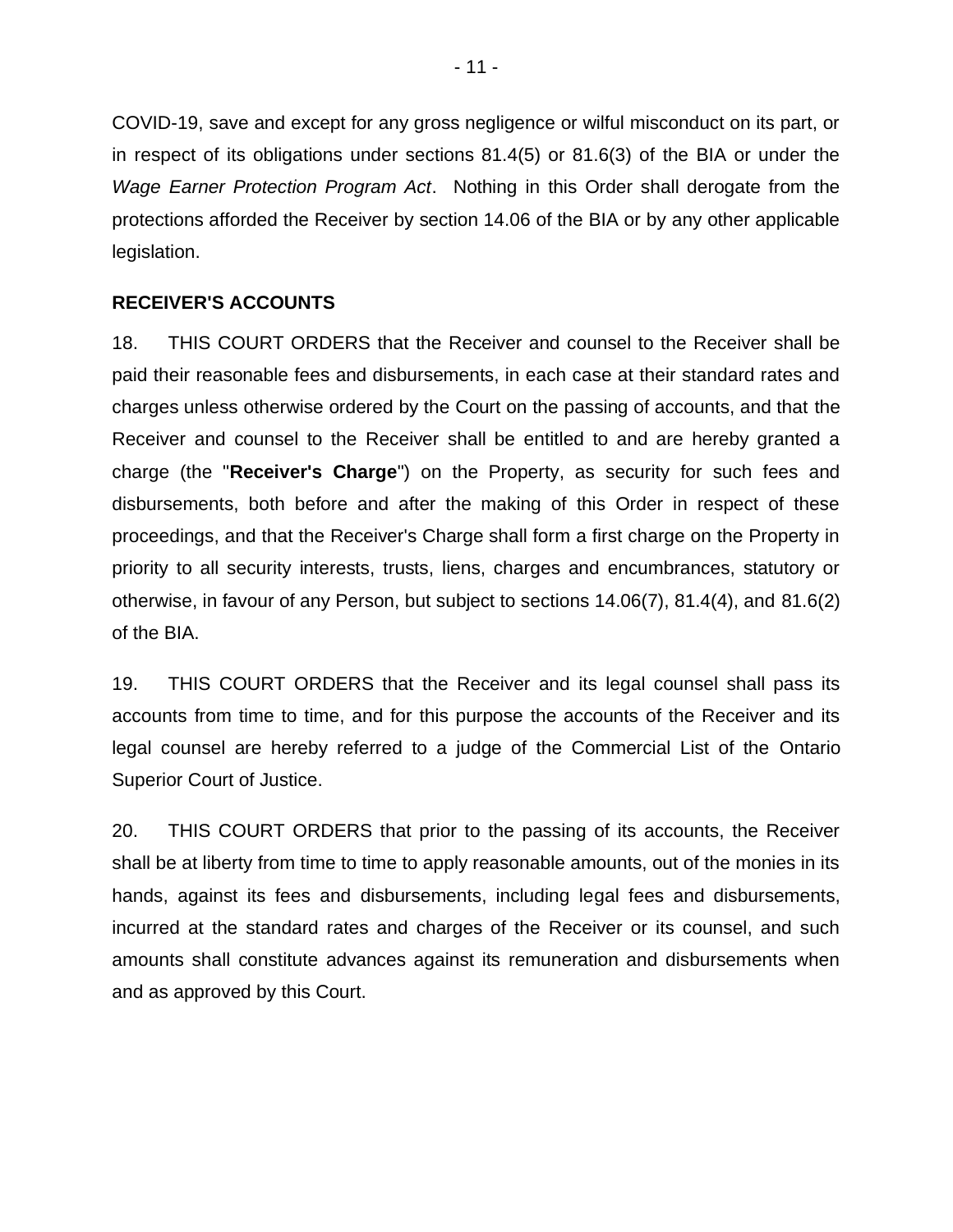COVID-19, save and except for any gross negligence or wilful misconduct on its part, or in respect of its obligations under sections 81.4(5) or 81.6(3) of the BIA or under the *Wage Earner Protection Program Act*. Nothing in this Order shall derogate from the protections afforded the Receiver by section 14.06 of the BIA or by any other applicable legislation.

**RECEIVER'S ACCOUNTS**

18. THIS COURT ORDERS that the Receiver and counsel to the Receiver shall be paid their reasonable fees and disbursements, in each case at their standard rates and charges unless otherwise ordered by the Court on the passing of accounts, and that the Receiver and counsel to the Receiver shall be entitled to and are hereby granted a charge (the "**Receiver's Charge**") on the Property, as security for such fees and disbursements, both before and after the making of this Order in respect of these proceedings, and that the Receiver's Charge shall form a first charge on the Property in priority to all security interests, trusts, liens, charges and encumbrances, statutory or otherwise, in favour of any Person, but subject to sections 14.06(7), 81.4(4), and 81.6(2) of the BIA.

19. THIS COURT ORDERS that the Receiver and its legal counsel shall pass its accounts from time to time, and for this purpose the accounts of the Receiver and its legal counsel are hereby referred to a judge of the Commercial List of the Ontario Superior Court of Justice.

20. THIS COURT ORDERS that prior to the passing of its accounts, the Receiver shall be at liberty from time to time to apply reasonable amounts, out of the monies in its hands, against its fees and disbursements, including legal fees and disbursements, incurred at the standard rates and charges of the Receiver or its counsel, and such amounts shall constitute advances against its remuneration and disbursements when and as approved by this Court.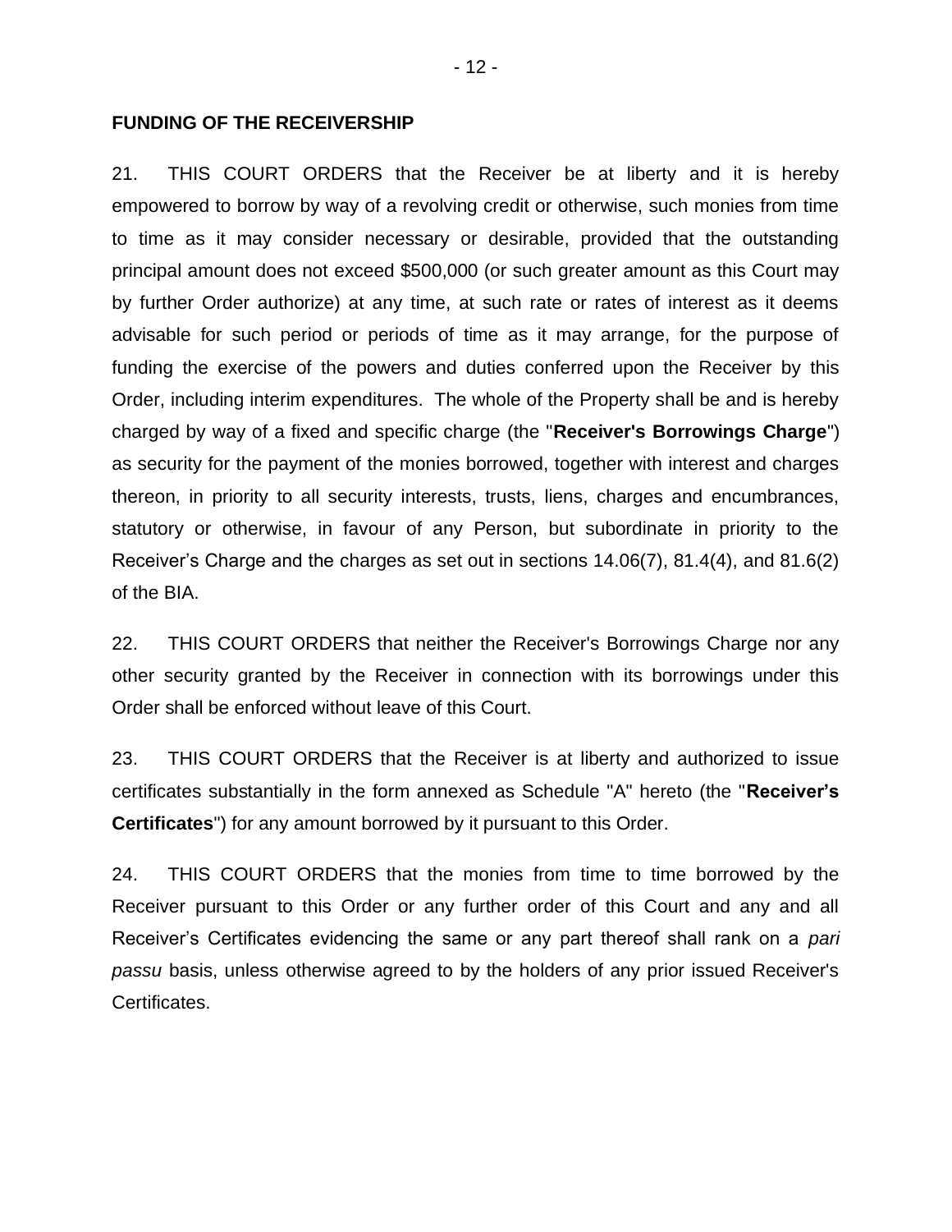**FUNDING OF THE RECEIVERSHIP**

21. THIS COURT ORDERS that the Receiver be at liberty and it is hereby empowered to borrow by way of a revolving credit or otherwise, such monies from time to time as it may consider necessary or desirable, provided that the outstanding principal amount does not exceed $500,000 (or such greater amount as this Court may by further Order authorize) at any time, at such rate or rates of interest as it deems advisable for such period or periods of time as it may arrange, for the purpose of funding the exercise of the powers and duties conferred upon the Receiver by this Order, including interim expenditures. The whole of the Property shall be and is hereby charged by way of a fixed and specific charge (the "**Receiver's Borrowings Charge**") as security for the payment of the monies borrowed, together with interest and charges thereon, in priority to all security interests, trusts, liens, charges and encumbrances, statutory or otherwise, in favour of any Person, but subordinate in priority to the Receiver's Charge and the charges as set out in sections 14.06(7), 81.4(4), and 81.6(2) of the BIA.

22. THIS COURT ORDERS that neither the Receiver's Borrowings Charge nor any other security granted by the Receiver in connection with its borrowings under this Order shall be enforced without leave of this Court.

23. THIS COURT ORDERS that the Receiver is at liberty and authorized to issue certificates substantially in the form annexed as Schedule "A" hereto (the "**Receiver's Certificates**") for any amount borrowed by it pursuant to this Order.

24. THIS COURT ORDERS that the monies from time to time borrowed by the Receiver pursuant to this Order or any further order of this Court and any and all Receiver's Certificates evidencing the same or any part thereof shall rank on a *pari passu* basis, unless otherwise agreed to by the holders of any prior issued Receiver's Certificates.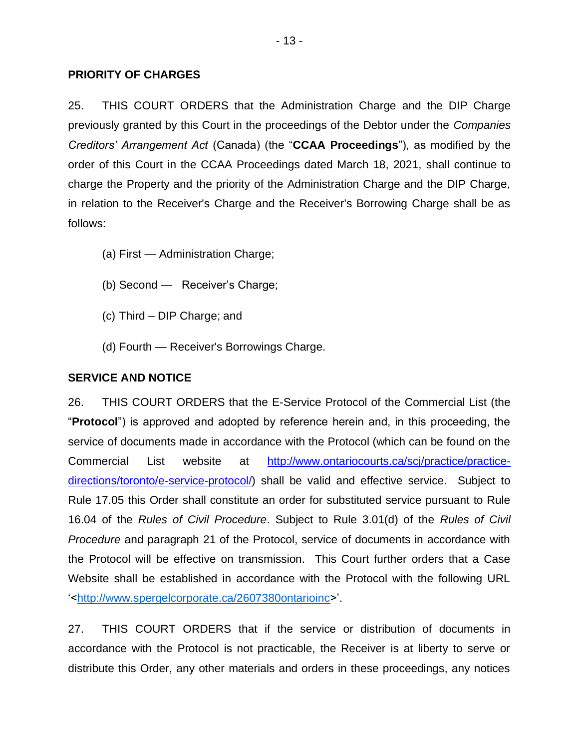**PRIORITY OF CHARGES**

25. THIS COURT ORDERS that the Administration Charge and the DIP Charge previously granted by this Court in the proceedings of the Debtor under the *Companies Creditors' Arrangement Act* (Canada) (the "**CCAA Proceedings**"), as modified by the order of this Court in the CCAA Proceedings dated March 18, 2021, shall continue to charge the Property and the priority of the Administration Charge and the DIP Charge, in relation to the Receiver's Charge and the Receiver's Borrowing Charge shall be as follows:

(a) First — Administration Charge;

(b) Second — Receiver's Charge;

(c) Third – DIP Charge; and

(d) Fourth — Receiver's Borrowings Charge.

**SERVICE AND NOTICE**

26. THIS COURT ORDERS that the E-Service Protocol of the Commercial List (the "**Protocol**") is approved and adopted by reference herein and, in this proceeding, the service of documents made in accordance with the Protocol (which can be found on the Commercial List website at [http://www.ontariocourts.ca/scj/practice/practice-directions/toronto/e-service-protocol/](http://www.ontariocourts.ca/scj/practice/practice-directions/toronto/e-service-protocol/)) shall be valid and effective service. Subject to Rule 17.05 this Order shall constitute an order for substituted service pursuant to Rule 16.04 of the *Rules of Civil Procedure*. Subject to Rule 3.01(d) of the *Rules of Civil Procedure* and paragraph 21 of the Protocol, service of documents in accordance with the Protocol will be effective on transmission. This Court further orders that a Case Website shall be established in accordance with the Protocol with the following URL '<[http://www.spergelcorporate.ca/2607380ontarioinc](http://www.spergelcorporate.ca/2607380ontarioinc)>'.

27. THIS COURT ORDERS that if the service or distribution of documents in accordance with the Protocol is not practicable, the Receiver is at liberty to serve or distribute this Order, any other materials and orders in these proceedings, any notices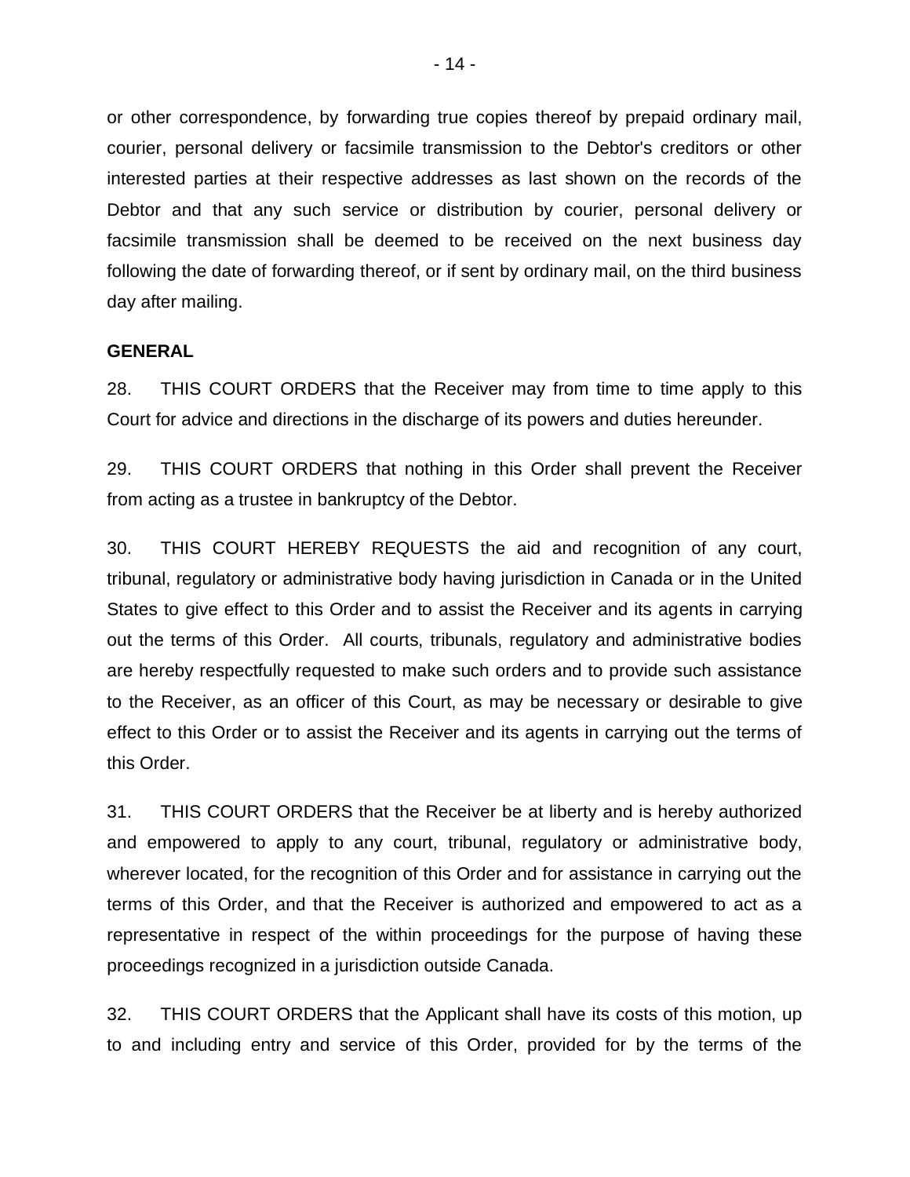or other correspondence, by forwarding true copies thereof by prepaid ordinary mail, courier, personal delivery or facsimile transmission to the Debtor's creditors or other interested parties at their respective addresses as last shown on the records of the Debtor and that any such service or distribution by courier, personal delivery or facsimile transmission shall be deemed to be received on the next business day following the date of forwarding thereof, or if sent by ordinary mail, on the third business day after mailing.

**GENERAL**

28. THIS COURT ORDERS that the Receiver may from time to time apply to this Court for advice and directions in the discharge of its powers and duties hereunder.

29. THIS COURT ORDERS that nothing in this Order shall prevent the Receiver from acting as a trustee in bankruptcy of the Debtor.

30. THIS COURT HEREBY REQUESTS the aid and recognition of any court, tribunal, regulatory or administrative body having jurisdiction in Canada or in the United States to give effect to this Order and to assist the Receiver and its agents in carrying out the terms of this Order. All courts, tribunals, regulatory and administrative bodies are hereby respectfully requested to make such orders and to provide such assistance to the Receiver, as an officer of this Court, as may be necessary or desirable to give effect to this Order or to assist the Receiver and its agents in carrying out the terms of this Order.

31. THIS COURT ORDERS that the Receiver be at liberty and is hereby authorized and empowered to apply to any court, tribunal, regulatory or administrative body, wherever located, for the recognition of this Order and for assistance in carrying out the terms of this Order, and that the Receiver is authorized and empowered to act as a representative in respect of the within proceedings for the purpose of having these proceedings recognized in a jurisdiction outside Canada.

32. THIS COURT ORDERS that the Applicant shall have its costs of this motion, up to and including entry and service of this Order, provided for by the terms of the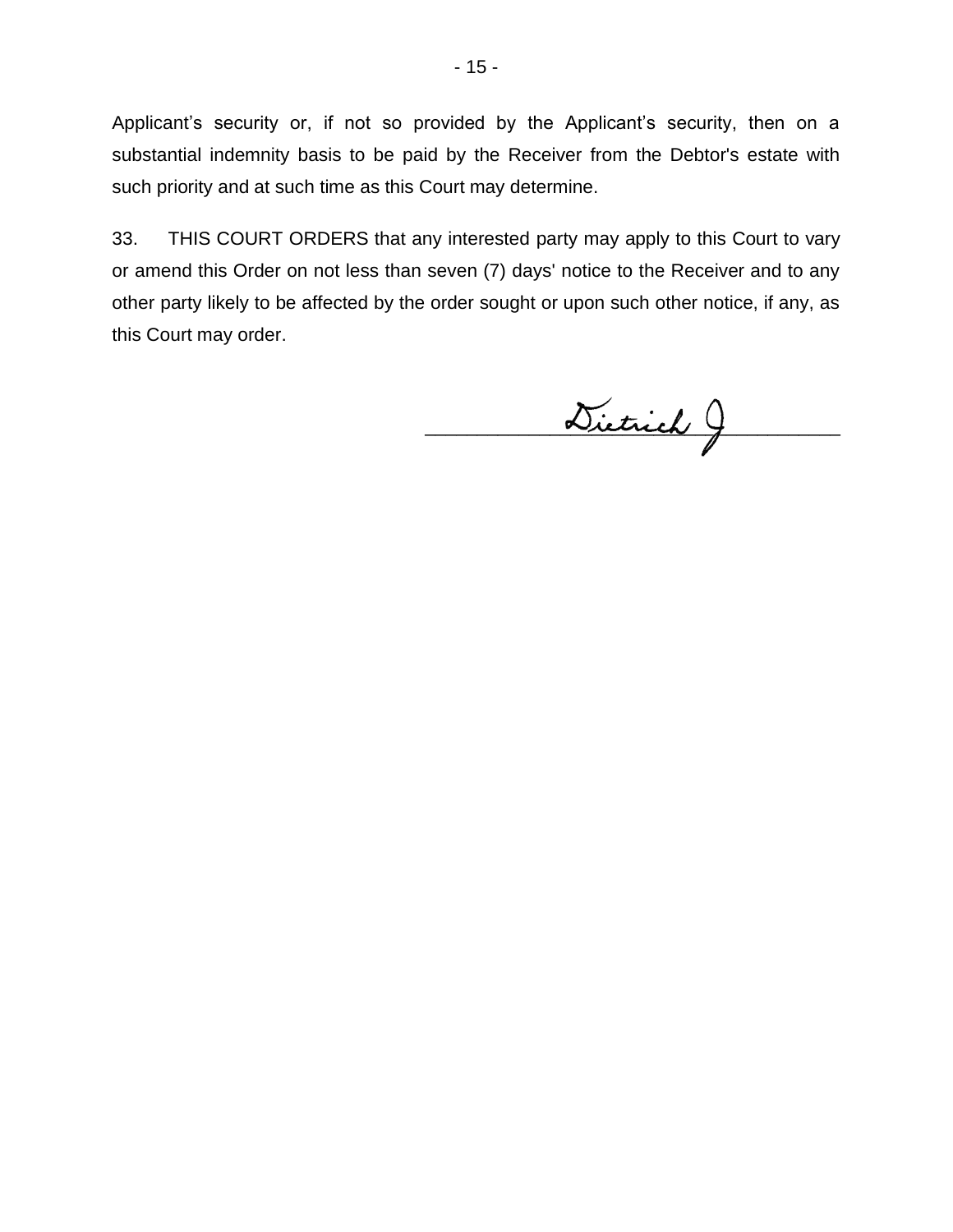Applicant's security or, if not so provided by the Applicant's security, then on a substantial indemnity basis to be paid by the Receiver from the Debtor's estate with such priority and at such time as this Court may determine.

33. THIS COURT ORDERS that any interested party may apply to this Court to vary or amend this Order on not less than seven (7) days' notice to the Receiver and to any other party likely to be affected by the order sought or upon such other notice, if any, as this Court may order.

Dietrich J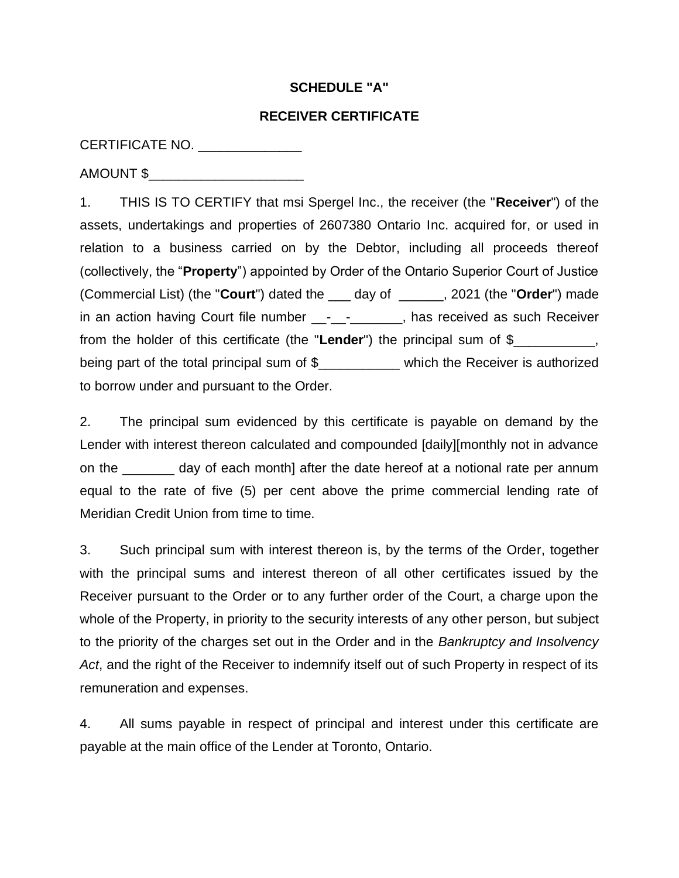**SCHEDULE "A"**

**RECEIVER CERTIFICATE**

CERTIFICATE NO. ______________

AMOUNT $_____________________

1. THIS IS TO CERTIFY that msi Spergel Inc., the receiver (the "**Receiver**") of the assets, undertakings and properties of 2607380 Ontario Inc. acquired for, or used in relation to a business carried on by the Debtor, including all proceeds thereof (collectively, the "**Property**") appointed by Order of the Ontario Superior Court of Justice (Commercial List) (the "**Court**") dated the ___ day of ______, 2021 (the "**Order**") made in an action having Court file number __-__-_______, has received as such Receiver from the holder of this certificate (the "**Lender**") the principal sum of $___________, being part of the total principal sum of $___________ which the Receiver is authorized to borrow under and pursuant to the Order.

2. The principal sum evidenced by this certificate is payable on demand by the Lender with interest thereon calculated and compounded [daily][monthly not in advance on the _______ day of each month] after the date hereof at a notional rate per annum equal to the rate of five (5) per cent above the prime commercial lending rate of Meridian Credit Union from time to time.

3. Such principal sum with interest thereon is, by the terms of the Order, together with the principal sums and interest thereon of all other certificates issued by the Receiver pursuant to the Order or to any further order of the Court, a charge upon the whole of the Property, in priority to the security interests of any other person, but subject to the priority of the charges set out in the Order and in the *Bankruptcy and Insolvency Act*, and the right of the Receiver to indemnify itself out of such Property in respect of its remuneration and expenses.

4. All sums payable in respect of principal and interest under this certificate are payable at the main office of the Lender at Toronto, Ontario.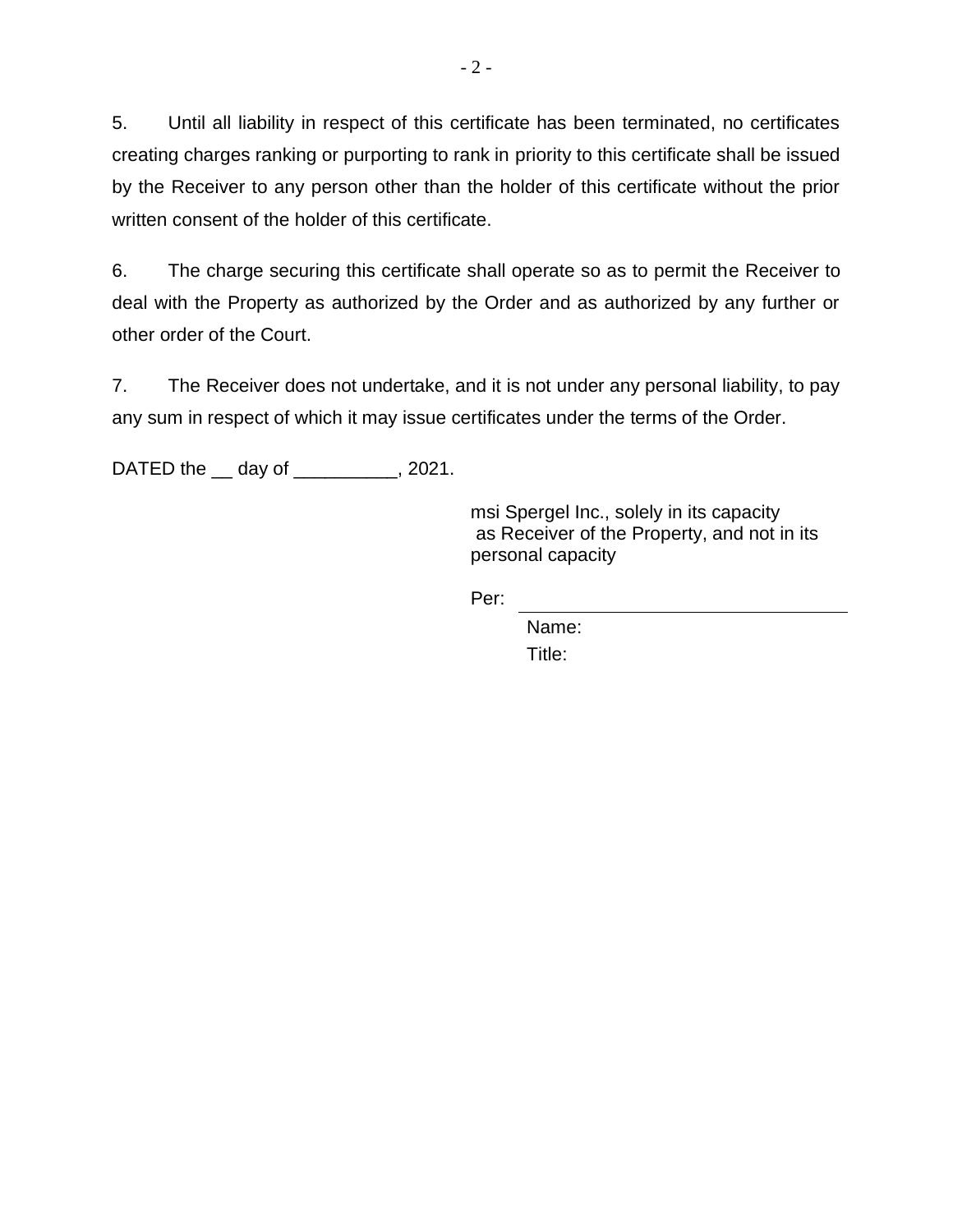5. Until all liability in respect of this certificate has been terminated, no certificates creating charges ranking or purporting to rank in priority to this certificate shall be issued by the Receiver to any person other than the holder of this certificate without the prior written consent of the holder of this certificate.

6. The charge securing this certificate shall operate so as to permit the Receiver to deal with the Property as authorized by the Order and as authorized by any further or other order of the Court.

7. The Receiver does not undertake, and it is not under any personal liability, to pay any sum in respect of which it may issue certificates under the terms of the Order.

DATED the __ day of __________, 2021.

msi Spergel Inc., solely in its capacity as Receiver of the Property, and not in its personal capacity

Per: ________________________________

Name:

Title: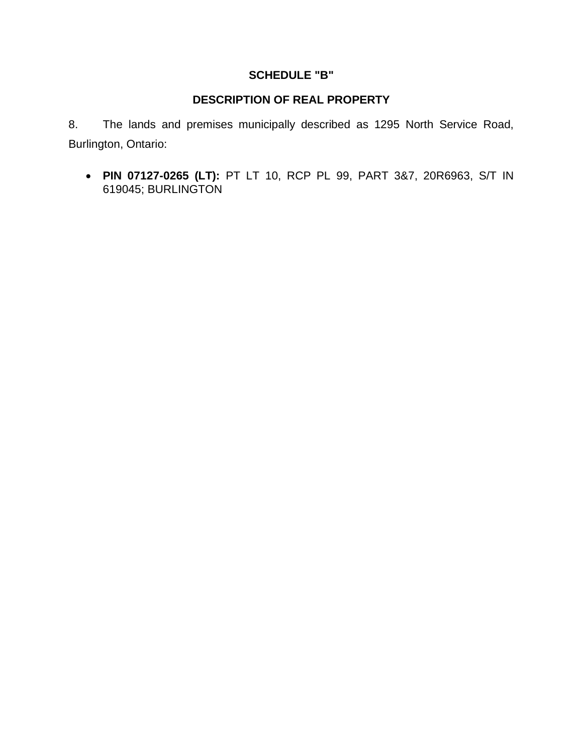**SCHEDULE "B"**

**DESCRIPTION OF REAL PROPERTY**

8. The lands and premises municipally described as 1295 North Service Road, Burlington, Ontario:

- **PIN 07127-0265 (LT):** PT LT 10, RCP PL 99, PART 3&7, 20R6963, S/T IN 619045; BURLINGTON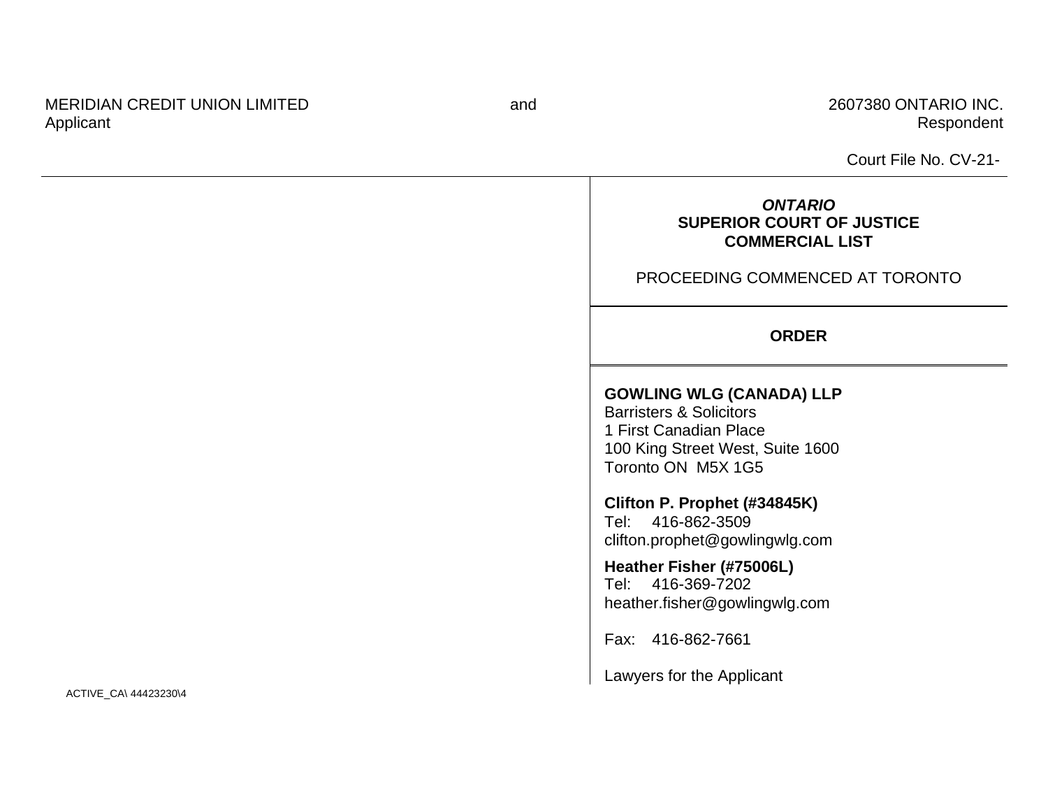MERIDIAN CREDIT UNION LIMITED
Applicant

and

2607380 ONTARIO INC.
Respondent

Court File No. CV-21-

***ONTARIO***
**SUPERIOR COURT OF JUSTICE**
**COMMERCIAL LIST**

PROCEEDING COMMENCED AT TORONTO

**ORDER**

**GOWLING WLG (CANADA) LLP**
Barristers & Solicitors
1 First Canadian Place
100 King Street West, Suite 1600
Toronto ON M5X 1G5

**Clifton P. Prophet (#34845K)**
Tel: 416-862-3509
clifton.prophet@gowlingwlg.com

**Heather Fisher (#75006L)**
Tel: 416-369-7202
heather.fisher@gowlingwlg.com

Fax: 416-862-7661

Lawyers for the Applicant

ACTIVE_CA\ 44423230\4